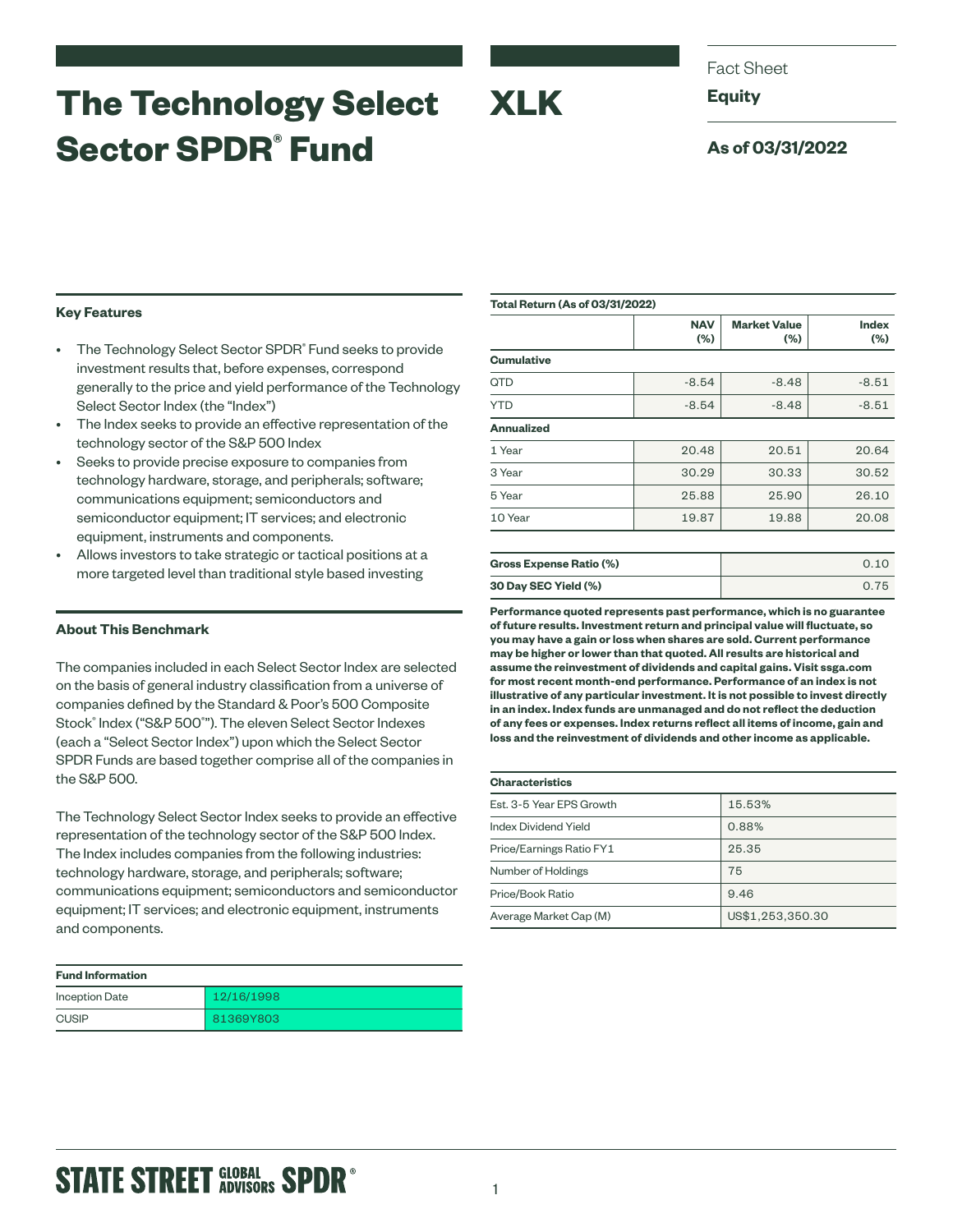# The Technology Select Sector SPDR® Fund

# XLK

Fact Sheet

**Equity**

**As of 03/31/2022**

## Key Features

- The Technology Select Sector SPDR® Fund seeks to provide investment results that, before expenses, correspond generally to the price and yield performance of the Technology Select Sector Index (the "Index")
- The Index seeks to provide an effective representation of the technology sector of the S&P 500 Index
- Seeks to provide precise exposure to companies from technology hardware, storage, and peripherals; software; communications equipment; semiconductors and semiconductor equipment; IT services; and electronic equipment, instruments and components.
- Allows investors to take strategic or tactical positions at a more targeted level than traditional style based investing

## About This Benchmark

The companies included in each Select Sector Index are selected on the basis of general industry classification from a universe of companies defined by the Standard & Poor's 500 Composite Stock® Index ("S&P 500®"). The eleven Select Sector Indexes (each a "Select Sector Index") upon which the Select Sector SPDR Funds are based together comprise all of the companies in the S&P 500.

The Technology Select Sector Index seeks to provide an effective representation of the technology sector of the S&P 500 Index. The Index includes companies from the following industries: technology hardware, storage, and peripherals; software; communications equipment; semiconductors and semiconductor equipment; IT services; and electronic equipment, instruments and components.

| Fund Information | |
|---|---|
| Inception Date | 12/16/1998 |
| CUSIP | 81369Y803 |

**Total Return (As of 03/31/2022)**

| | NAV (%) | Market Value (%) | Index (%) |
|---|---|---|---|
| **Cumulative** | | | |
| QTD | -8.54 | -8.48 | -8.51 |
| YTD | -8.54 | -8.48 | -8.51 |
| **Annualized** | | | |
| 1 Year | 20.48 | 20.51 | 20.64 |
| 3 Year | 30.29 | 30.33 | 30.52 |
| 5 Year | 25.88 | 25.90 | 26.10 |
| 10 Year | 19.87 | 19.88 | 20.08 |

| | |
|---|---|
| **Gross Expense Ratio (%)** | 0.10 |
| **30 Day SEC Yield (%)** | 0.75 |

**Performance quoted represents past performance, which is no guarantee of future results. Investment return and principal value will fluctuate, so you may have a gain or loss when shares are sold. Current performance may be higher or lower than that quoted. All results are historical and assume the reinvestment of dividends and capital gains. Visit ssga.com for most recent month-end performance. Performance of an index is not illustrative of any particular investment. It is not possible to invest directly in an index. Index funds are unmanaged and do not reflect the deduction of any fees or expenses. Index returns reflect all items of income, gain and loss and the reinvestment of dividends and other income as applicable.**

| Characteristics | |
|---|---|
| Est. 3-5 Year EPS Growth | 15.53% |
| Index Dividend Yield | 0.88% |
| Price/Earnings Ratio FY1 | 25.35 |
| Number of Holdings | 75 |
| Price/Book Ratio | 9.46 |
| Average Market Cap (M) | US$1,253,350.30 |

STATE STREET GLOBAL ADVISORS SPDR®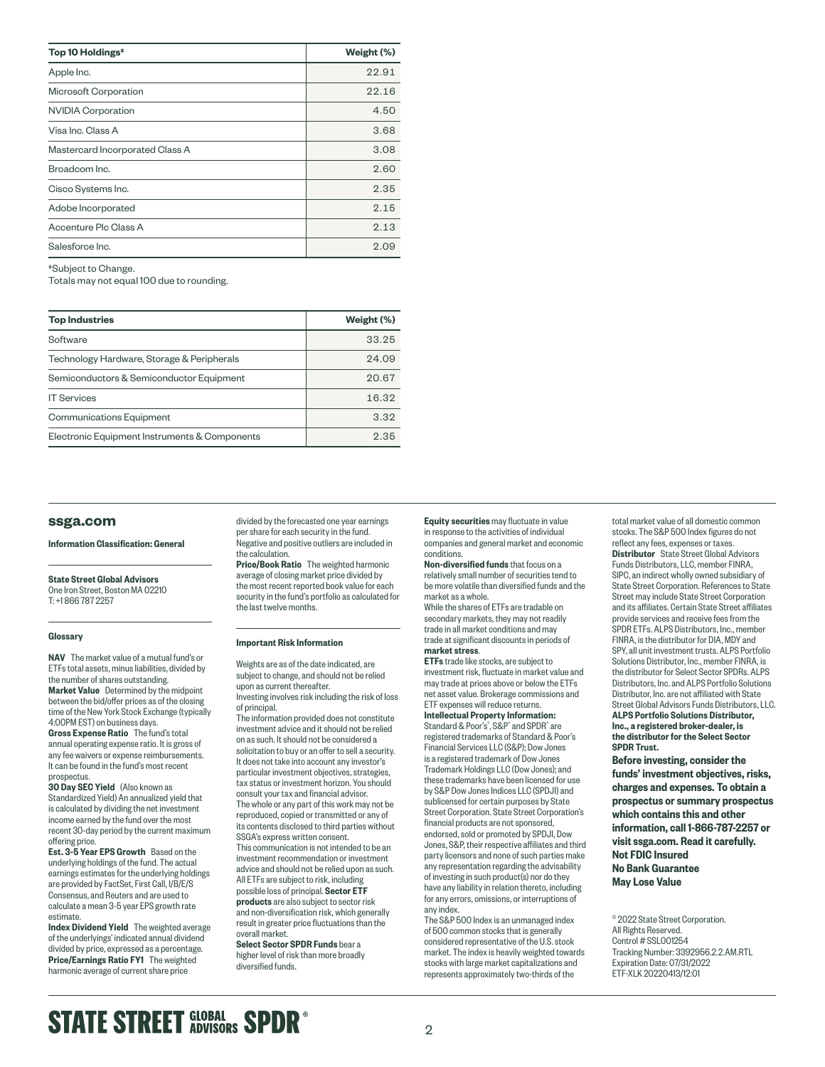| Top 10 Holdings‡ | Weight (%) |
| --- | --- |
| Apple Inc. | 22.91 |
| Microsoft Corporation | 22.16 |
| NVIDIA Corporation | 4.50 |
| Visa Inc. Class A | 3.68 |
| Mastercard Incorporated Class A | 3.08 |
| Broadcom Inc. | 2.60 |
| Cisco Systems Inc. | 2.35 |
| Adobe Incorporated | 2.15 |
| Accenture Plc Class A | 2.13 |
| Salesforce Inc. | 2.09 |

‡Subject to Change.
Totals may not equal 100 due to rounding.

| Top Industries | Weight (%) |
| --- | --- |
| Software | 33.25 |
| Technology Hardware, Storage & Peripherals | 24.09 |
| Semiconductors & Semiconductor Equipment | 20.67 |
| IT Services | 16.32 |
| Communications Equipment | 3.32 |
| Electronic Equipment Instruments & Components | 2.35 |

## ssga.com

**Information Classification: General**

**State Street Global Advisors**
One Iron Street, Boston MA 02210
T: +1 866 787 2257

### Glossary

**NAV** The market value of a mutual fund's or ETFs total assets, minus liabilities, divided by the number of shares outstanding.
**Market Value** Determined by the midpoint between the bid/offer prices as of the closing time of the New York Stock Exchange (typically 4:00PM EST) on business days.
**Gross Expense Ratio** The fund's total annual operating expense ratio. It is gross of any fee waivers or expense reimbursements. It can be found in the fund's most recent prospectus.
**30 Day SEC Yield** (Also known as Standardized Yield) An annualized yield that is calculated by dividing the net investment income earned by the fund over the most recent 30-day period by the current maximum offering price.
**Est. 3-5 Year EPS Growth** Based on the underlying holdings of the fund. The actual earnings estimates for the underlying holdings are provided by FactSet, First Call, I/B/E/S Consensus, and Reuters and are used to calculate a mean 3-5 year EPS growth rate estimate.
**Index Dividend Yield** The weighted average of the underlyings' indicated annual dividend divided by price, expressed as a percentage.
**Price/Earnings Ratio FY1** The weighted harmonic average of current share price divided by the forecasted one year earnings per share for each security in the fund. Negative and positive outliers are included in the calculation.
**Price/Book Ratio** The weighted harmonic average of closing market price divided by the most recent reported book value for each security in the fund's portfolio as calculated for the last twelve months.

### Important Risk Information

Weights are as of the date indicated, are subject to change, and should not be relied upon as current thereafter.
Investing involves risk including the risk of loss of principal.
The information provided does not constitute investment advice and it should not be relied on as such. It should not be considered a solicitation to buy or an offer to sell a security. It does not take into account any investor's particular investment objectives, strategies, tax status or investment horizon. You should consult your tax and financial advisor.
The whole or any part of this work may not be reproduced, copied or transmitted or any of its contents disclosed to third parties without SSGA's express written consent.
This communication is not intended to be an investment recommendation or investment advice and should not be relied upon as such.
All ETFs are subject to risk, including possible loss of principal. **Sector ETF products** are also subject to sector risk and non-diversification risk, which generally result in greater price fluctuations than the overall market.
**Select Sector SPDR Funds** bear a higher level of risk than more broadly diversified funds.
**Equity securities** may fluctuate in value in response to the activities of individual companies and general market and economic conditions.
**Non-diversified funds** that focus on a relatively small number of securities tend to be more volatile than diversified funds and the market as a whole.
While the shares of ETFs are tradable on secondary markets, they may not readily trade in all market conditions and may trade at significant discounts in periods of **market stress**.
**ETFs** trade like stocks, are subject to investment risk, fluctuate in market value and may trade at prices above or below the ETFs net asset value. Brokerage commissions and ETF expenses will reduce returns.
**Intellectual Property Information:** Standard & Poor's®, S&P® and SPDR® are registered trademarks of Standard & Poor's Financial Services LLC (S&P); Dow Jones is a registered trademark of Dow Jones Trademark Holdings LLC (Dow Jones); and these trademarks have been licensed for use by S&P Dow Jones Indices LLC (SPDJI) and sublicensed for certain purposes by State Street Corporation. State Street Corporation's financial products are not sponsored, endorsed, sold or promoted by SPDJI, Dow Jones, S&P, their respective affiliates and third party licensors and none of such parties make any representation regarding the advisability of investing in such product(s) nor do they have any liability in relation thereto, including for any errors, omissions, or interruptions of any index.
The S&P 500 Index is an unmanaged index of 500 common stocks that is generally considered representative of the U.S. stock market. The index is heavily weighted towards stocks with large market capitalizations and represents approximately two-thirds of the total market value of all domestic common stocks. The S&P 500 Index figures do not reflect any fees, expenses or taxes.
**Distributor** State Street Global Advisors Funds Distributors, LLC, member FINRA, SIPC, an indirect wholly owned subsidiary of State Street Corporation. References to State Street may include State Street Corporation and its affiliates. Certain State Street affiliates provide services and receive fees from the SPDR ETFs. ALPS Distributors, Inc., member FINRA, is the distributor for DIA, MDY and SPY, all unit investment trusts. ALPS Portfolio Solutions Distributor, Inc., member FINRA, is the distributor for Select Sector SPDRs. ALPS Distributors, Inc. and ALPS Portfolio Solutions Distributor, Inc. are not affiliated with State Street Global Advisors Funds Distributors, LLC.
**ALPS Portfolio Solutions Distributor, Inc., a registered broker-dealer, is the distributor for the Select Sector SPDR Trust.**

**Before investing, consider the funds' investment objectives, risks, charges and expenses. To obtain a prospectus or summary prospectus which contains this and other information, call 1-866-787-2257 or visit ssga.com. Read it carefully.**
**Not FDIC Insured**
**No Bank Guarantee**
**May Lose Value**

© 2022 State Street Corporation.
All Rights Reserved.
Control # SSL001254
Tracking Number: 3392956.2.2.AM.RTL
Expiration Date: 07/31/2022
ETF-XLK 20220413/12:01

STATE STREET GLOBAL ADVISORS SPDR®